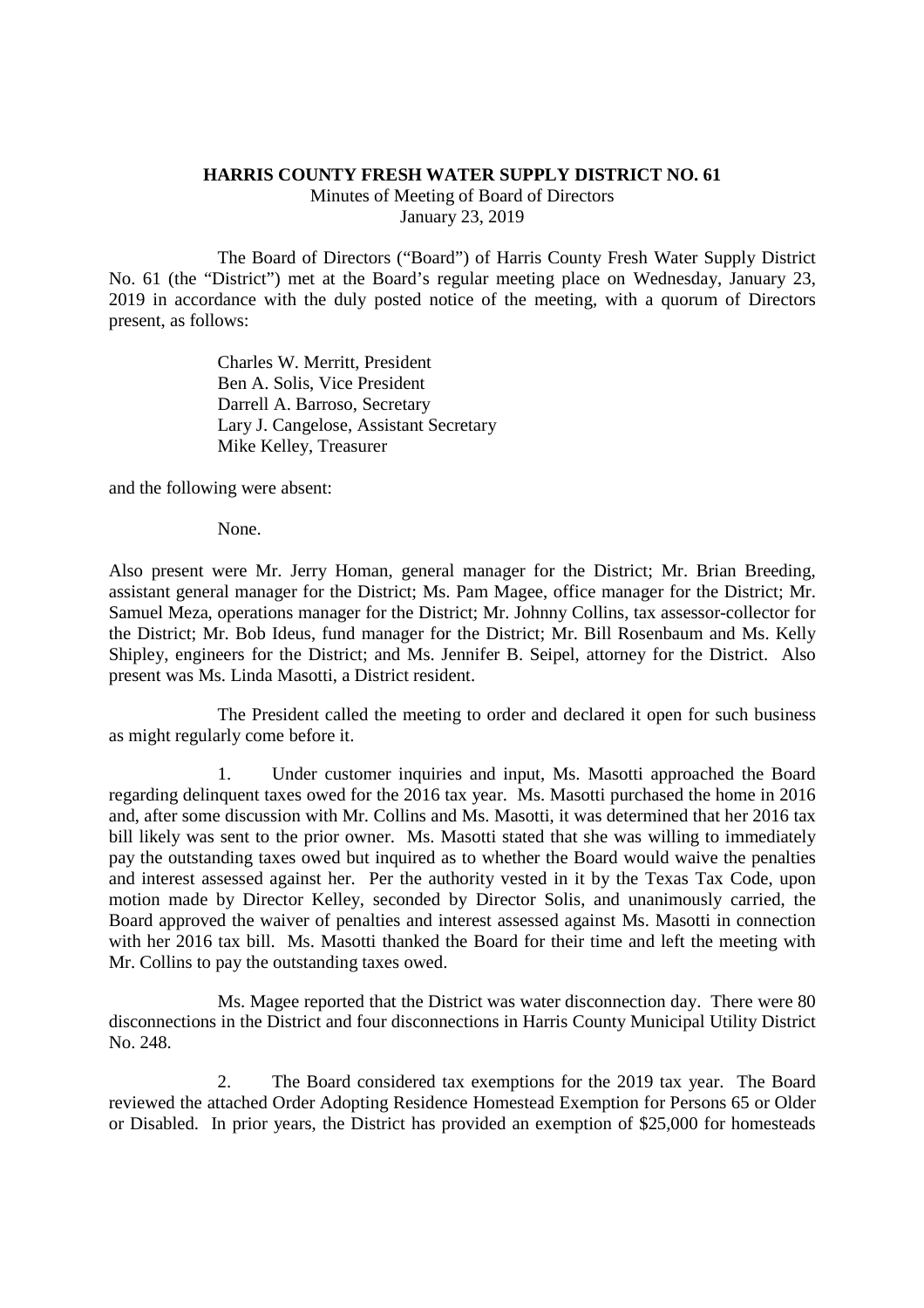**HARRIS COUNTY FRESH WATER SUPPLY DISTRICT NO. 61**
Minutes of Meeting of Board of Directors
January 23, 2019

The Board of Directors ("Board") of Harris County Fresh Water Supply District No. 61 (the "District") met at the Board's regular meeting place on Wednesday, January 23, 2019 in accordance with the duly posted notice of the meeting, with a quorum of Directors present, as follows:

Charles W. Merritt, President
Ben A. Solis, Vice President
Darrell A. Barroso, Secretary
Lary J. Cangelose, Assistant Secretary
Mike Kelley, Treasurer

and the following were absent:

None.

Also present were Mr. Jerry Homan, general manager for the District; Mr. Brian Breeding, assistant general manager for the District; Ms. Pam Magee, office manager for the District; Mr. Samuel Meza, operations manager for the District; Mr. Johnny Collins, tax assessor-collector for the District; Mr. Bob Ideus, fund manager for the District; Mr. Bill Rosenbaum and Ms. Kelly Shipley, engineers for the District; and Ms. Jennifer B. Seipel, attorney for the District. Also present was Ms. Linda Masotti, a District resident.

The President called the meeting to order and declared it open for such business as might regularly come before it.

1. Under customer inquiries and input, Ms. Masotti approached the Board regarding delinquent taxes owed for the 2016 tax year. Ms. Masotti purchased the home in 2016 and, after some discussion with Mr. Collins and Ms. Masotti, it was determined that her 2016 tax bill likely was sent to the prior owner. Ms. Masotti stated that she was willing to immediately pay the outstanding taxes owed but inquired as to whether the Board would waive the penalties and interest assessed against her. Per the authority vested in it by the Texas Tax Code, upon motion made by Director Kelley, seconded by Director Solis, and unanimously carried, the Board approved the waiver of penalties and interest assessed against Ms. Masotti in connection with her 2016 tax bill. Ms. Masotti thanked the Board for their time and left the meeting with Mr. Collins to pay the outstanding taxes owed.

Ms. Magee reported that the District was water disconnection day. There were 80 disconnections in the District and four disconnections in Harris County Municipal Utility District No. 248.

2. The Board considered tax exemptions for the 2019 tax year. The Board reviewed the attached Order Adopting Residence Homestead Exemption for Persons 65 or Older or Disabled. In prior years, the District has provided an exemption of $25,000 for homesteads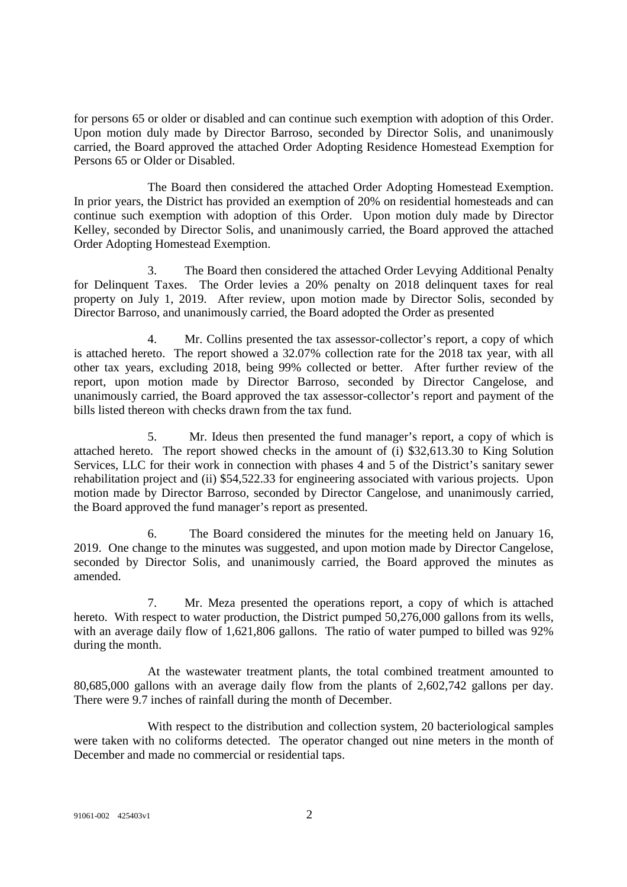for persons 65 or older or disabled and can continue such exemption with adoption of this Order. Upon motion duly made by Director Barroso, seconded by Director Solis, and unanimously carried, the Board approved the attached Order Adopting Residence Homestead Exemption for Persons 65 or Older or Disabled.

The Board then considered the attached Order Adopting Homestead Exemption. In prior years, the District has provided an exemption of 20% on residential homesteads and can continue such exemption with adoption of this Order. Upon motion duly made by Director Kelley, seconded by Director Solis, and unanimously carried, the Board approved the attached Order Adopting Homestead Exemption.

3. The Board then considered the attached Order Levying Additional Penalty for Delinquent Taxes. The Order levies a 20% penalty on 2018 delinquent taxes for real property on July 1, 2019. After review, upon motion made by Director Solis, seconded by Director Barroso, and unanimously carried, the Board adopted the Order as presented

4. Mr. Collins presented the tax assessor-collector's report, a copy of which is attached hereto. The report showed a 32.07% collection rate for the 2018 tax year, with all other tax years, excluding 2018, being 99% collected or better. After further review of the report, upon motion made by Director Barroso, seconded by Director Cangelose, and unanimously carried, the Board approved the tax assessor-collector's report and payment of the bills listed thereon with checks drawn from the tax fund.

5. Mr. Ideus then presented the fund manager's report, a copy of which is attached hereto. The report showed checks in the amount of (i) $32,613.30 to King Solution Services, LLC for their work in connection with phases 4 and 5 of the District's sanitary sewer rehabilitation project and (ii) $54,522.33 for engineering associated with various projects. Upon motion made by Director Barroso, seconded by Director Cangelose, and unanimously carried, the Board approved the fund manager's report as presented.

6. The Board considered the minutes for the meeting held on January 16, 2019. One change to the minutes was suggested, and upon motion made by Director Cangelose, seconded by Director Solis, and unanimously carried, the Board approved the minutes as amended.

7. Mr. Meza presented the operations report, a copy of which is attached hereto. With respect to water production, the District pumped 50,276,000 gallons from its wells, with an average daily flow of 1,621,806 gallons. The ratio of water pumped to billed was 92% during the month.

At the wastewater treatment plants, the total combined treatment amounted to 80,685,000 gallons with an average daily flow from the plants of 2,602,742 gallons per day. There were 9.7 inches of rainfall during the month of December.

With respect to the distribution and collection system, 20 bacteriological samples were taken with no coliforms detected. The operator changed out nine meters in the month of December and made no commercial or residential taps.

91061-002 425403v1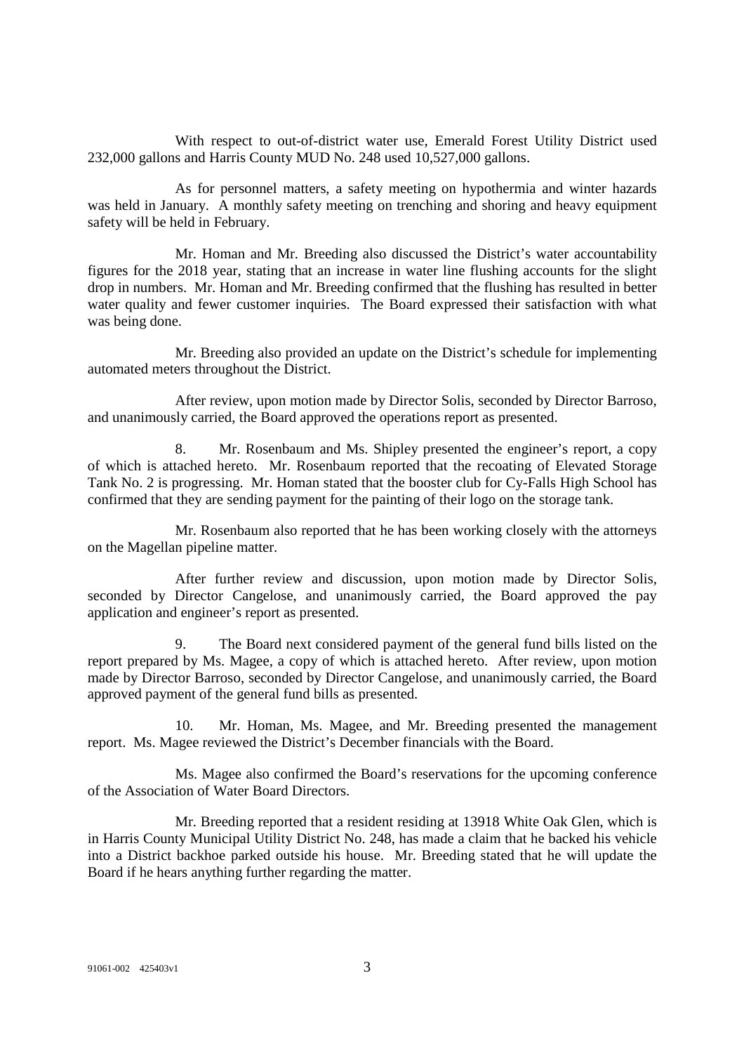With respect to out-of-district water use, Emerald Forest Utility District used 232,000 gallons and Harris County MUD No. 248 used 10,527,000 gallons.

As for personnel matters, a safety meeting on hypothermia and winter hazards was held in January. A monthly safety meeting on trenching and shoring and heavy equipment safety will be held in February.

Mr. Homan and Mr. Breeding also discussed the District's water accountability figures for the 2018 year, stating that an increase in water line flushing accounts for the slight drop in numbers. Mr. Homan and Mr. Breeding confirmed that the flushing has resulted in better water quality and fewer customer inquiries. The Board expressed their satisfaction with what was being done.

Mr. Breeding also provided an update on the District's schedule for implementing automated meters throughout the District.

After review, upon motion made by Director Solis, seconded by Director Barroso, and unanimously carried, the Board approved the operations report as presented.

8. Mr. Rosenbaum and Ms. Shipley presented the engineer's report, a copy of which is attached hereto. Mr. Rosenbaum reported that the recoating of Elevated Storage Tank No. 2 is progressing. Mr. Homan stated that the booster club for Cy-Falls High School has confirmed that they are sending payment for the painting of their logo on the storage tank.

Mr. Rosenbaum also reported that he has been working closely with the attorneys on the Magellan pipeline matter.

After further review and discussion, upon motion made by Director Solis, seconded by Director Cangelose, and unanimously carried, the Board approved the pay application and engineer's report as presented.

9. The Board next considered payment of the general fund bills listed on the report prepared by Ms. Magee, a copy of which is attached hereto. After review, upon motion made by Director Barroso, seconded by Director Cangelose, and unanimously carried, the Board approved payment of the general fund bills as presented.

10. Mr. Homan, Ms. Magee, and Mr. Breeding presented the management report. Ms. Magee reviewed the District's December financials with the Board.

Ms. Magee also confirmed the Board's reservations for the upcoming conference of the Association of Water Board Directors.

Mr. Breeding reported that a resident residing at 13918 White Oak Glen, which is in Harris County Municipal Utility District No. 248, has made a claim that he backed his vehicle into a District backhoe parked outside his house. Mr. Breeding stated that he will update the Board if he hears anything further regarding the matter.

91061-002 425403v1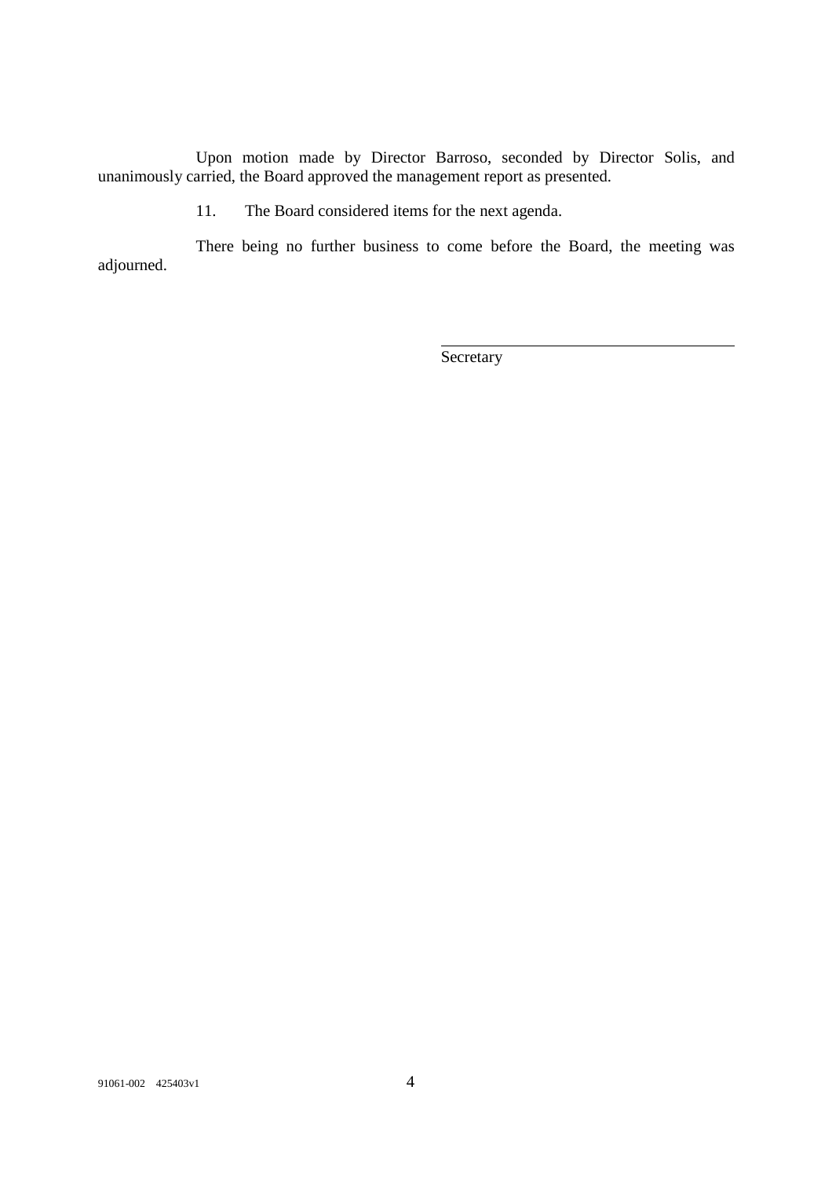Upon motion made by Director Barroso, seconded by Director Solis, and unanimously carried, the Board approved the management report as presented.

11. The Board considered items for the next agenda.

There being no further business to come before the Board, the meeting was adjourned.

\_\_\_\_\_\_\_\_\_\_\_\_\_\_\_\_\_\_\_\_\_\_\_\_\_\_\_\_\_\_\_\_\_\_\_\_

Secretary

91061-002 425403v1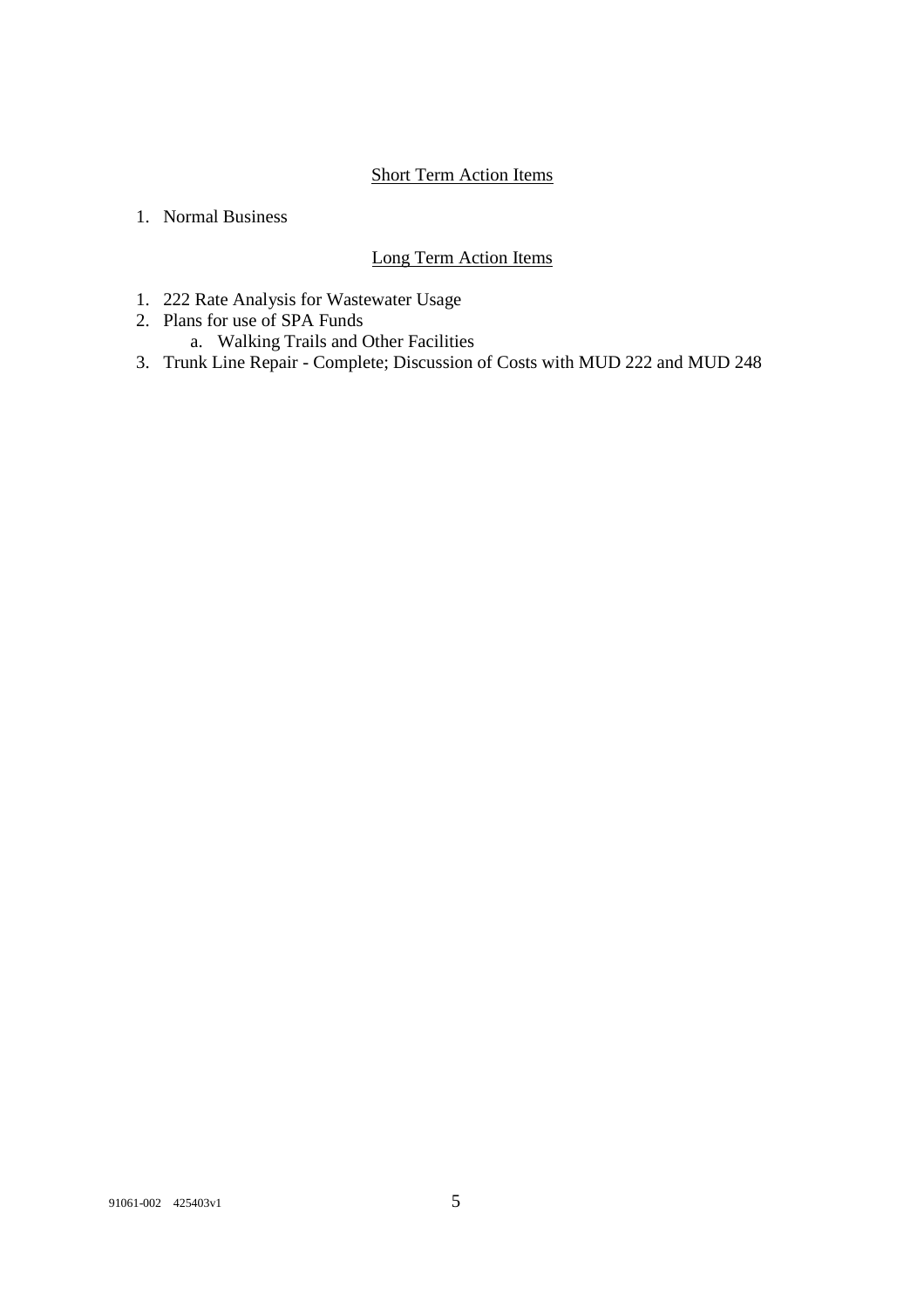Short Term Action Items

1. Normal Business

Long Term Action Items

1. 222 Rate Analysis for Wastewater Usage
2. Plans for use of SPA Funds
    a. Walking Trails and Other Facilities
3. Trunk Line Repair - Complete; Discussion of Costs with MUD 222 and MUD 248

91061-002 425403v1